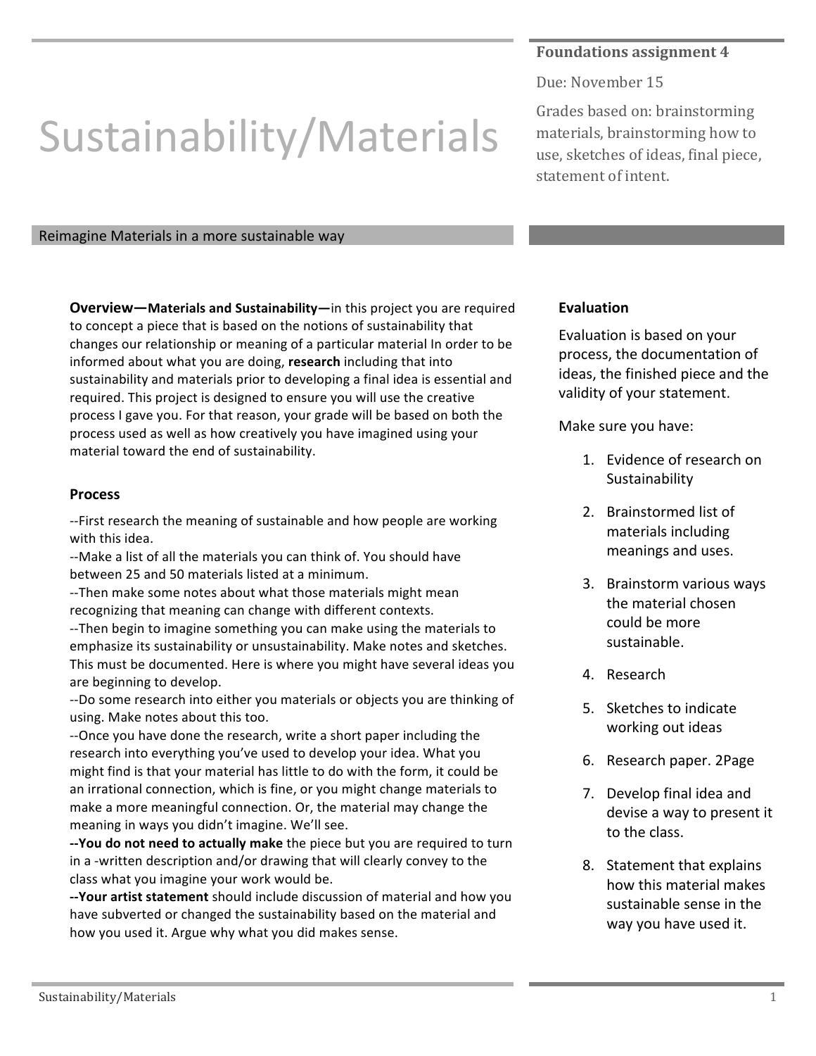# Sustainability/Materials

**Foundations assignment 4**

Due: November 15

Grades based on: brainstorming materials, brainstorming how to use, sketches of ideas, final piece, statement of intent.

## Reimagine Materials in a more sustainable way

**Overview—Materials and Sustainability—**in this project you are required to concept a piece that is based on the notions of sustainability that changes our relationship or meaning of a particular material In order to be informed about what you are doing, **research** including that into sustainability and materials prior to developing a final idea is essential and required. This project is designed to ensure you will use the creative process I gave you. For that reason, your grade will be based on both the process used as well as how creatively you have imagined using your material toward the end of sustainability.

### Process

--First research the meaning of sustainable and how people are working with this idea.
--Make a list of all the materials you can think of. You should have between 25 and 50 materials listed at a minimum.
--Then make some notes about what those materials might mean recognizing that meaning can change with different contexts.
--Then begin to imagine something you can make using the materials to emphasize its sustainability or unsustainability. Make notes and sketches. This must be documented. Here is where you might have several ideas you are beginning to develop.
--Do some research into either you materials or objects you are thinking of using. Make notes about this too.
--Once you have done the research, write a short paper including the research into everything you've used to develop your idea. What you might find is that your material has little to do with the form, it could be an irrational connection, which is fine, or you might change materials to make a more meaningful connection. Or, the material may change the meaning in ways you didn't imagine. We'll see.
**--You do not need to actually make** the piece but you are required to turn in a -written description and/or drawing that will clearly convey to the class what you imagine your work would be.
**--Your artist statement** should include discussion of material and how you have subverted or changed the sustainability based on the material and how you used it. Argue why what you did makes sense.

### Evaluation

Evaluation is based on your process, the documentation of ideas, the finished piece and the validity of your statement.

Make sure you have:

1. Evidence of research on Sustainability
2. Brainstormed list of materials including meanings and uses.
3. Brainstorm various ways the material chosen could be more sustainable.
4. Research
5. Sketches to indicate working out ideas
6. Research paper. 2Page
7. Develop final idea and devise a way to present it to the class.
8. Statement that explains how this material makes sustainable sense in the way you have used it.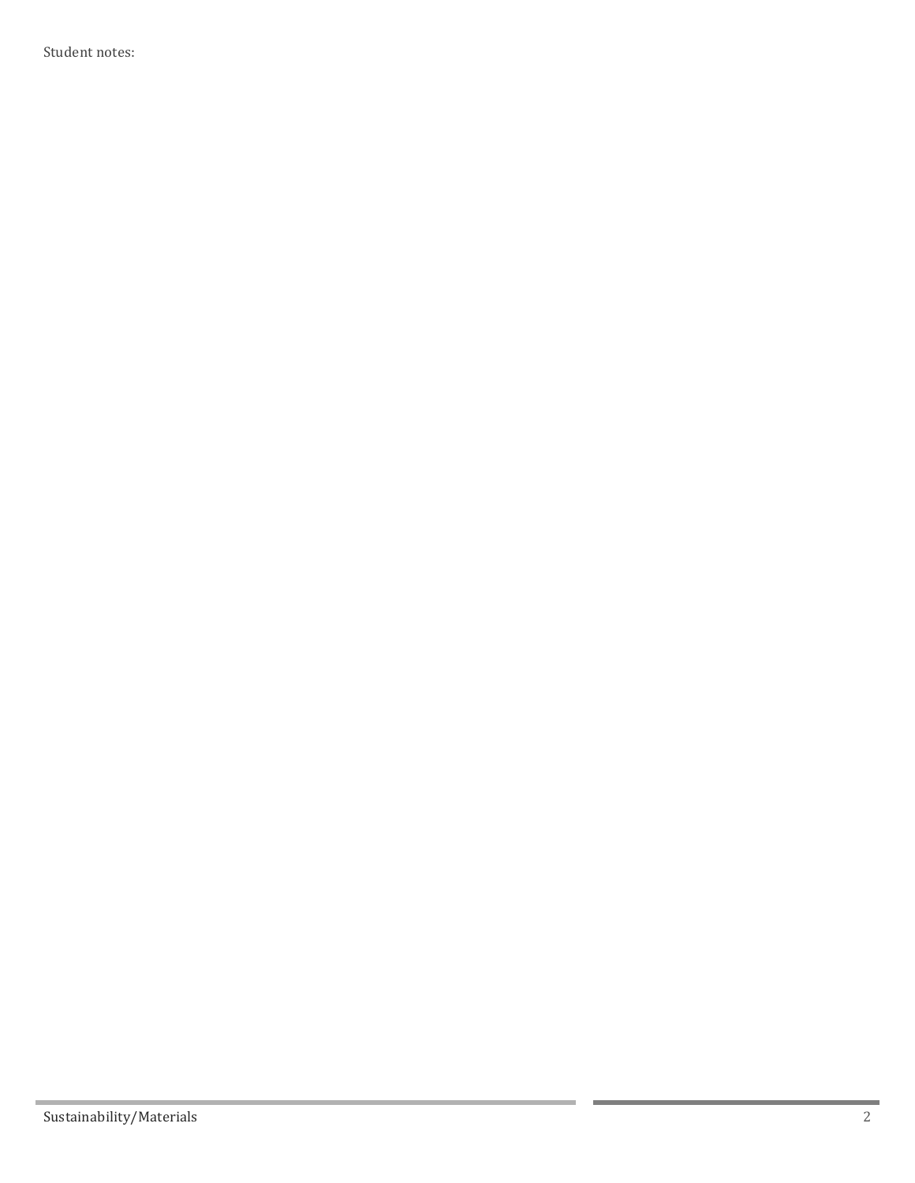Student notes: